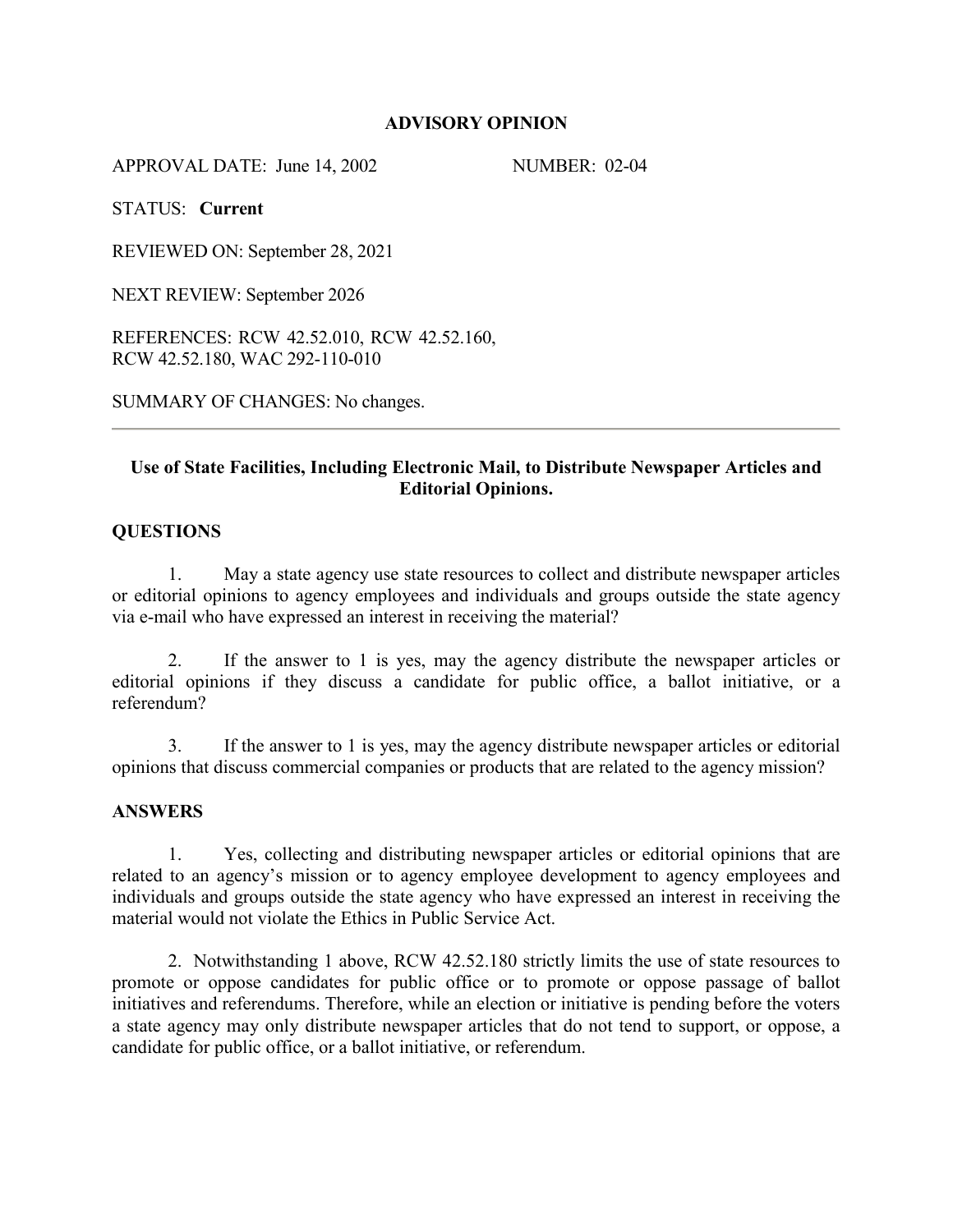**ADVISORY OPINION**

APPROVAL DATE: June 14, 2002 NUMBER: 02-04

STATUS: **Current**

REVIEWED ON: September 28, 2021

NEXT REVIEW: September 2026

REFERENCES: RCW 42.52.010, RCW 42.52.160, RCW 42.52.180, WAC 292-110-010

SUMMARY OF CHANGES: No changes.

---

## Use of State Facilities, Including Electronic Mail, to Distribute Newspaper Articles and Editorial Opinions.

### QUESTIONS

1. May a state agency use state resources to collect and distribute newspaper articles or editorial opinions to agency employees and individuals and groups outside the state agency via e-mail who have expressed an interest in receiving the material?

2. If the answer to 1 is yes, may the agency distribute the newspaper articles or editorial opinions if they discuss a candidate for public office, a ballot initiative, or a referendum?

3. If the answer to 1 is yes, may the agency distribute newspaper articles or editorial opinions that discuss commercial companies or products that are related to the agency mission?

### ANSWERS

1. Yes, collecting and distributing newspaper articles or editorial opinions that are related to an agency's mission or to agency employee development to agency employees and individuals and groups outside the state agency who have expressed an interest in receiving the material would not violate the Ethics in Public Service Act.

2. Notwithstanding 1 above, RCW 42.52.180 strictly limits the use of state resources to promote or oppose candidates for public office or to promote or oppose passage of ballot initiatives and referendums. Therefore, while an election or initiative is pending before the voters a state agency may only distribute newspaper articles that do not tend to support, or oppose, a candidate for public office, or a ballot initiative, or referendum.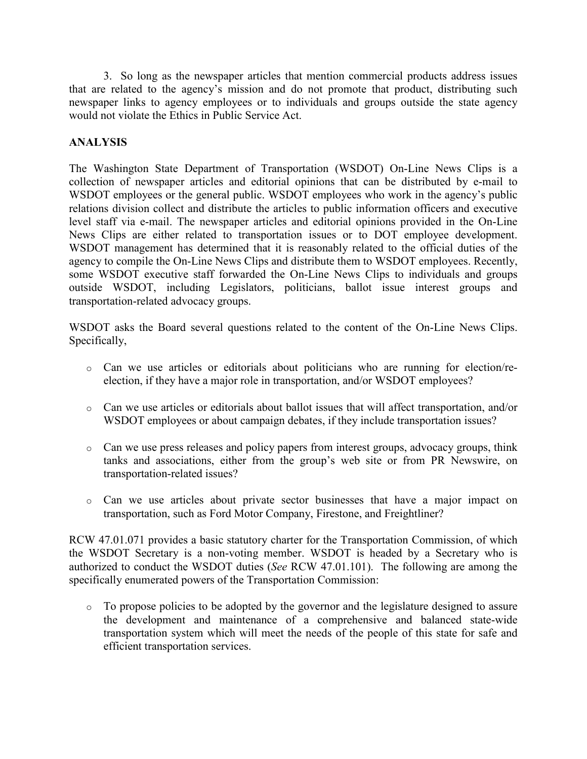3. So long as the newspaper articles that mention commercial products address issues that are related to the agency's mission and do not promote that product, distributing such newspaper links to agency employees or to individuals and groups outside the state agency would not violate the Ethics in Public Service Act.

## ANALYSIS

The Washington State Department of Transportation (WSDOT) On-Line News Clips is a collection of newspaper articles and editorial opinions that can be distributed by e-mail to WSDOT employees or the general public. WSDOT employees who work in the agency's public relations division collect and distribute the articles to public information officers and executive level staff via e-mail. The newspaper articles and editorial opinions provided in the On-Line News Clips are either related to transportation issues or to DOT employee development. WSDOT management has determined that it is reasonably related to the official duties of the agency to compile the On-Line News Clips and distribute them to WSDOT employees. Recently, some WSDOT executive staff forwarded the On-Line News Clips to individuals and groups outside WSDOT, including Legislators, politicians, ballot issue interest groups and transportation-related advocacy groups.

WSDOT asks the Board several questions related to the content of the On-Line News Clips. Specifically,

- Can we use articles or editorials about politicians who are running for election/re-election, if they have a major role in transportation, and/or WSDOT employees?
- Can we use articles or editorials about ballot issues that will affect transportation, and/or WSDOT employees or about campaign debates, if they include transportation issues?
- Can we use press releases and policy papers from interest groups, advocacy groups, think tanks and associations, either from the group's web site or from PR Newswire, on transportation-related issues?
- Can we use articles about private sector businesses that have a major impact on transportation, such as Ford Motor Company, Firestone, and Freightliner?

RCW 47.01.071 provides a basic statutory charter for the Transportation Commission, of which the WSDOT Secretary is a non-voting member. WSDOT is headed by a Secretary who is authorized to conduct the WSDOT duties (*See* RCW 47.01.101). The following are among the specifically enumerated powers of the Transportation Commission:

- To propose policies to be adopted by the governor and the legislature designed to assure the development and maintenance of a comprehensive and balanced state-wide transportation system which will meet the needs of the people of this state for safe and efficient transportation services.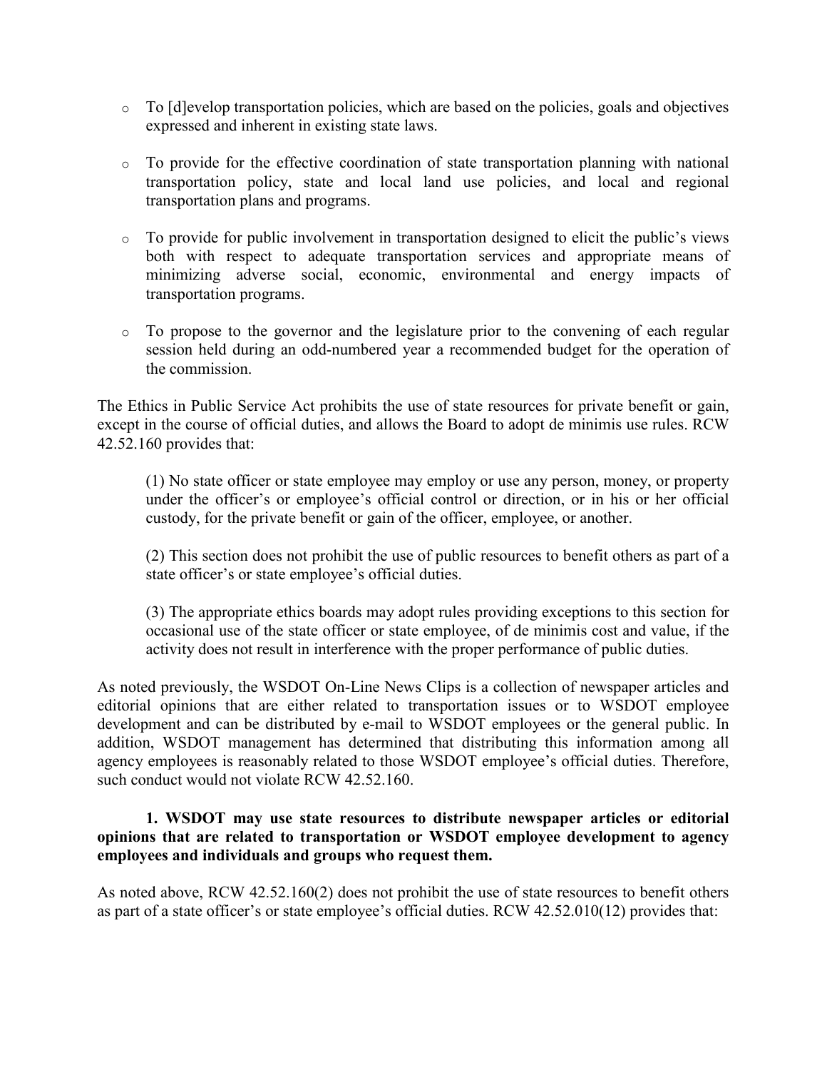- To [d]evelop transportation policies, which are based on the policies, goals and objectives expressed and inherent in existing state laws.

- To provide for the effective coordination of state transportation planning with national transportation policy, state and local land use policies, and local and regional transportation plans and programs.

- To provide for public involvement in transportation designed to elicit the public's views both with respect to adequate transportation services and appropriate means of minimizing adverse social, economic, environmental and energy impacts of transportation programs.

- To propose to the governor and the legislature prior to the convening of each regular session held during an odd-numbered year a recommended budget for the operation of the commission.

The Ethics in Public Service Act prohibits the use of state resources for private benefit or gain, except in the course of official duties, and allows the Board to adopt de minimis use rules. RCW 42.52.160 provides that:

> (1) No state officer or state employee may employ or use any person, money, or property under the officer's or employee's official control or direction, or in his or her official custody, for the private benefit or gain of the officer, employee, or another.
>
> (2) This section does not prohibit the use of public resources to benefit others as part of a state officer's or state employee's official duties.
>
> (3) The appropriate ethics boards may adopt rules providing exceptions to this section for occasional use of the state officer or state employee, of de minimis cost and value, if the activity does not result in interference with the proper performance of public duties.

As noted previously, the WSDOT On-Line News Clips is a collection of newspaper articles and editorial opinions that are either related to transportation issues or to WSDOT employee development and can be distributed by e-mail to WSDOT employees or the general public. In addition, WSDOT management has determined that distributing this information among all agency employees is reasonably related to those WSDOT employee's official duties. Therefore, such conduct would not violate RCW 42.52.160.

**1. WSDOT may use state resources to distribute newspaper articles or editorial opinions that are related to transportation or WSDOT employee development to agency employees and individuals and groups who request them.**

As noted above, RCW 42.52.160(2) does not prohibit the use of state resources to benefit others as part of a state officer's or state employee's official duties. RCW 42.52.010(12) provides that: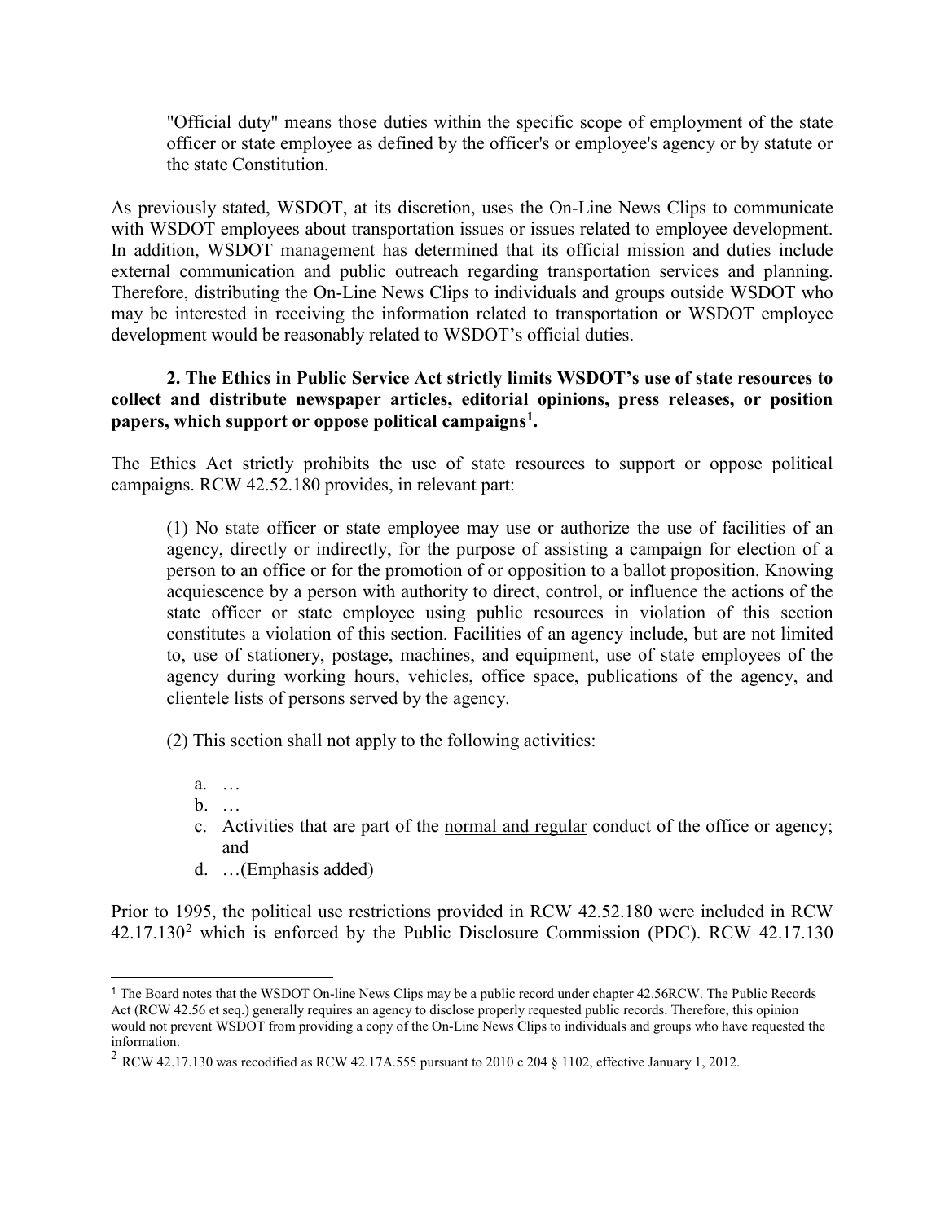> "Official duty" means those duties within the specific scope of employment of the state officer or state employee as defined by the officer's or employee's agency or by statute or the state Constitution.

As previously stated, WSDOT, at its discretion, uses the On-Line News Clips to communicate with WSDOT employees about transportation issues or issues related to employee development. In addition, WSDOT management has determined that its official mission and duties include external communication and public outreach regarding transportation services and planning. Therefore, distributing the On-Line News Clips to individuals and groups outside WSDOT who may be interested in receiving the information related to transportation or WSDOT employee development would be reasonably related to WSDOT's official duties.

**2. The Ethics in Public Service Act strictly limits WSDOT's use of state resources to collect and distribute newspaper articles, editorial opinions, press releases, or position papers, which support or oppose political campaigns[1].**

The Ethics Act strictly prohibits the use of state resources to support or oppose political campaigns. RCW 42.52.180 provides, in relevant part:

> (1) No state officer or state employee may use or authorize the use of facilities of an agency, directly or indirectly, for the purpose of assisting a campaign for election of a person to an office or for the promotion of or opposition to a ballot proposition. Knowing acquiescence by a person with authority to direct, control, or influence the actions of the state officer or state employee using public resources in violation of this section constitutes a violation of this section. Facilities of an agency include, but are not limited to, use of stationery, postage, machines, and equipment, use of state employees of the agency during working hours, vehicles, office space, publications of the agency, and clientele lists of persons served by the agency.
>
> (2) This section shall not apply to the following activities:
>
> a. …
> b. …
> c. Activities that are part of the <u>normal and regular</u> conduct of the office or agency; and
> d. …(Emphasis added)

Prior to 1995, the political use restrictions provided in RCW 42.52.180 were included in RCW 42.17.130[2] which is enforced by the Public Disclosure Commission (PDC). RCW 42.17.130

---

[1] The Board notes that the WSDOT On-line News Clips may be a public record under chapter 42.56RCW. The Public Records Act (RCW 42.56 et seq.) generally requires an agency to disclose properly requested public records. Therefore, this opinion would not prevent WSDOT from providing a copy of the On-Line News Clips to individuals and groups who have requested the information.

[2] RCW 42.17.130 was recodified as RCW 42.17A.555 pursuant to 2010 c 204 § 1102, effective January 1, 2012.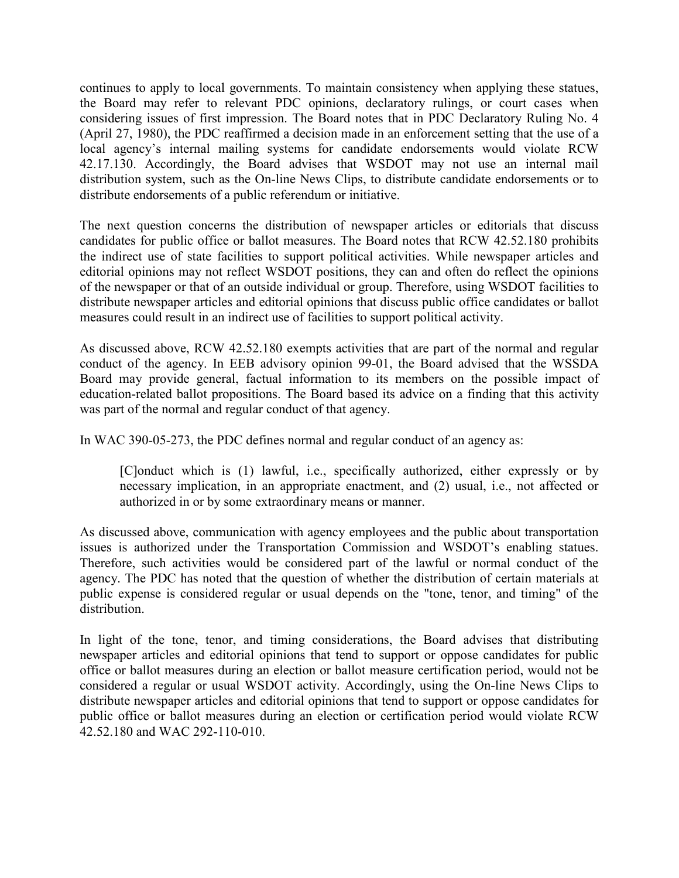continues to apply to local governments. To maintain consistency when applying these statues, the Board may refer to relevant PDC opinions, declaratory rulings, or court cases when considering issues of first impression. The Board notes that in PDC Declaratory Ruling No. 4 (April 27, 1980), the PDC reaffirmed a decision made in an enforcement setting that the use of a local agency's internal mailing systems for candidate endorsements would violate RCW 42.17.130. Accordingly, the Board advises that WSDOT may not use an internal mail distribution system, such as the On-line News Clips, to distribute candidate endorsements or to distribute endorsements of a public referendum or initiative.

The next question concerns the distribution of newspaper articles or editorials that discuss candidates for public office or ballot measures. The Board notes that RCW 42.52.180 prohibits the indirect use of state facilities to support political activities. While newspaper articles and editorial opinions may not reflect WSDOT positions, they can and often do reflect the opinions of the newspaper or that of an outside individual or group. Therefore, using WSDOT facilities to distribute newspaper articles and editorial opinions that discuss public office candidates or ballot measures could result in an indirect use of facilities to support political activity.

As discussed above, RCW 42.52.180 exempts activities that are part of the normal and regular conduct of the agency. In EEB advisory opinion 99-01, the Board advised that the WSSDA Board may provide general, factual information to its members on the possible impact of education-related ballot propositions. The Board based its advice on a finding that this activity was part of the normal and regular conduct of that agency.

In WAC 390-05-273, the PDC defines normal and regular conduct of an agency as:

> [C]onduct which is (1) lawful, i.e., specifically authorized, either expressly or by necessary implication, in an appropriate enactment, and (2) usual, i.e., not affected or authorized in or by some extraordinary means or manner.

As discussed above, communication with agency employees and the public about transportation issues is authorized under the Transportation Commission and WSDOT's enabling statues. Therefore, such activities would be considered part of the lawful or normal conduct of the agency. The PDC has noted that the question of whether the distribution of certain materials at public expense is considered regular or usual depends on the "tone, tenor, and timing" of the distribution.

In light of the tone, tenor, and timing considerations, the Board advises that distributing newspaper articles and editorial opinions that tend to support or oppose candidates for public office or ballot measures during an election or ballot measure certification period, would not be considered a regular or usual WSDOT activity. Accordingly, using the On-line News Clips to distribute newspaper articles and editorial opinions that tend to support or oppose candidates for public office or ballot measures during an election or certification period would violate RCW 42.52.180 and WAC 292-110-010.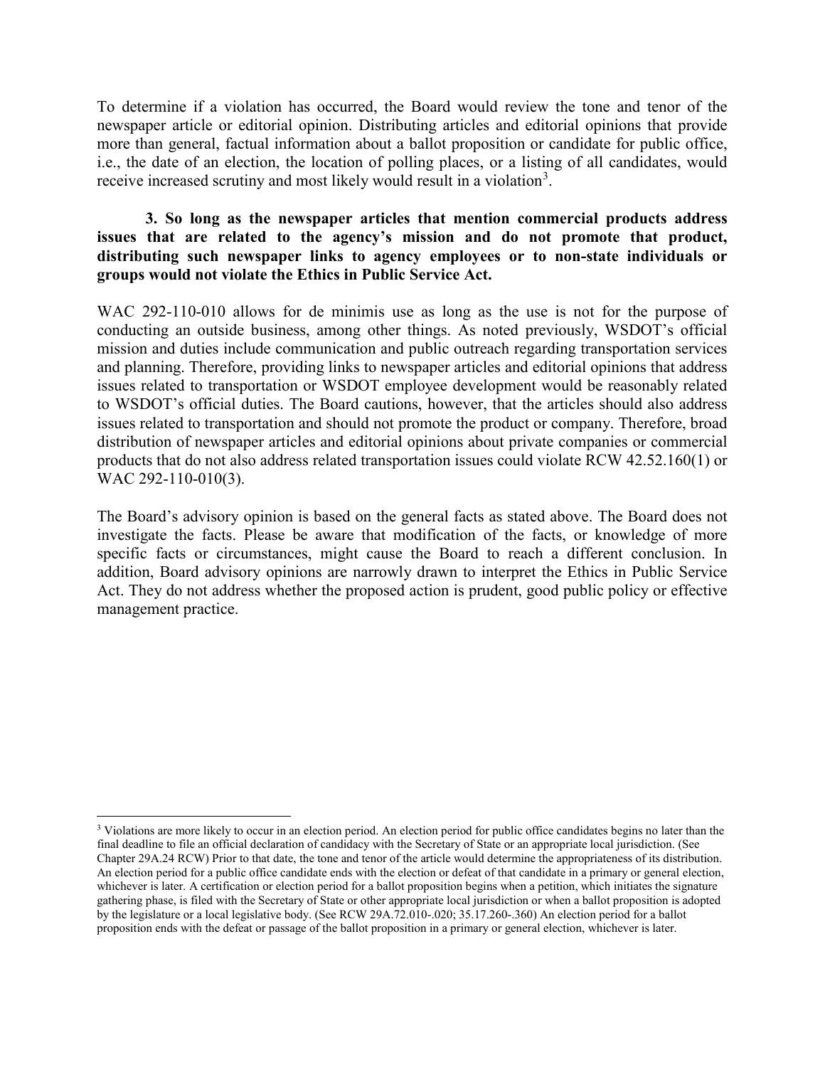To determine if a violation has occurred, the Board would review the tone and tenor of the newspaper article or editorial opinion. Distributing articles and editorial opinions that provide more than general, factual information about a ballot proposition or candidate for public office, i.e., the date of an election, the location of polling places, or a listing of all candidates, would receive increased scrutiny and most likely would result in a violation[3].

**3. So long as the newspaper articles that mention commercial products address issues that are related to the agency's mission and do not promote that product, distributing such newspaper links to agency employees or to non-state individuals or groups would not violate the Ethics in Public Service Act.**

WAC 292-110-010 allows for de minimis use as long as the use is not for the purpose of conducting an outside business, among other things. As noted previously, WSDOT's official mission and duties include communication and public outreach regarding transportation services and planning. Therefore, providing links to newspaper articles and editorial opinions that address issues related to transportation or WSDOT employee development would be reasonably related to WSDOT's official duties. The Board cautions, however, that the articles should also address issues related to transportation and should not promote the product or company. Therefore, broad distribution of newspaper articles and editorial opinions about private companies or commercial products that do not also address related transportation issues could violate RCW 42.52.160(1) or WAC 292-110-010(3).

The Board's advisory opinion is based on the general facts as stated above. The Board does not investigate the facts. Please be aware that modification of the facts, or knowledge of more specific facts or circumstances, might cause the Board to reach a different conclusion. In addition, Board advisory opinions are narrowly drawn to interpret the Ethics in Public Service Act. They do not address whether the proposed action is prudent, good public policy or effective management practice.

---

[3] Violations are more likely to occur in an election period. An election period for public office candidates begins no later than the final deadline to file an official declaration of candidacy with the Secretary of State or an appropriate local jurisdiction. (See Chapter 29A.24 RCW) Prior to that date, the tone and tenor of the article would determine the appropriateness of its distribution. An election period for a public office candidate ends with the election or defeat of that candidate in a primary or general election, whichever is later. A certification or election period for a ballot proposition begins when a petition, which initiates the signature gathering phase, is filed with the Secretary of State or other appropriate local jurisdiction or when a ballot proposition is adopted by the legislature or a local legislative body. (See RCW 29A.72.010-.020; 35.17.260-.360) An election period for a ballot proposition ends with the defeat or passage of the ballot proposition in a primary or general election, whichever is later.